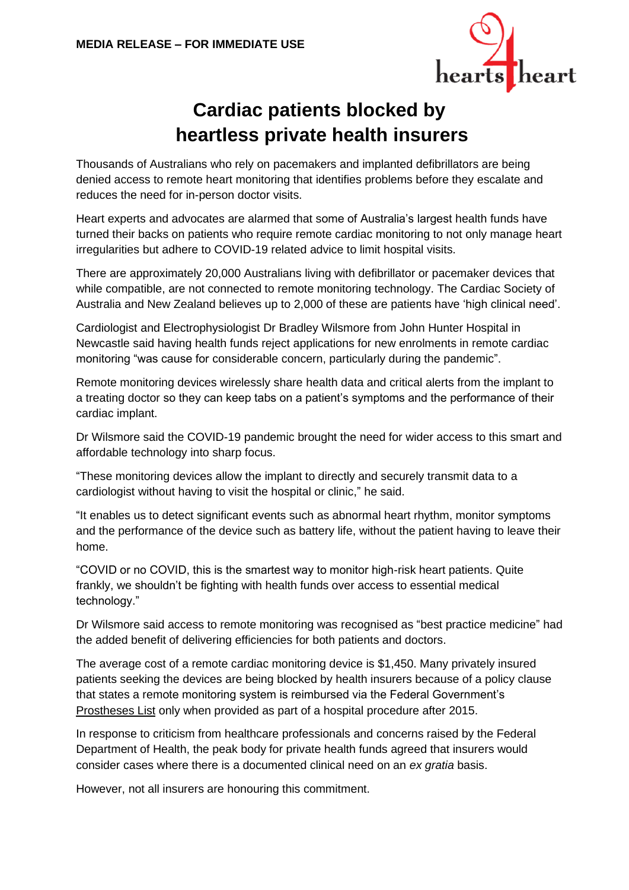**MEDIA RELEASE – FOR IMMEDIATE USE**

hearts4heart

# Cardiac patients blocked by heartless private health insurers

Thousands of Australians who rely on pacemakers and implanted defibrillators are being denied access to remote heart monitoring that identifies problems before they escalate and reduces the need for in-person doctor visits.

Heart experts and advocates are alarmed that some of Australia's largest health funds have turned their backs on patients who require remote cardiac monitoring to not only manage heart irregularities but adhere to COVID-19 related advice to limit hospital visits.

There are approximately 20,000 Australians living with defibrillator or pacemaker devices that while compatible, are not connected to remote monitoring technology. The Cardiac Society of Australia and New Zealand believes up to 2,000 of these are patients have 'high clinical need'.

Cardiologist and Electrophysiologist Dr Bradley Wilsmore from John Hunter Hospital in Newcastle said having health funds reject applications for new enrolments in remote cardiac monitoring "was cause for considerable concern, particularly during the pandemic".

Remote monitoring devices wirelessly share health data and critical alerts from the implant to a treating doctor so they can keep tabs on a patient's symptoms and the performance of their cardiac implant.

Dr Wilsmore said the COVID-19 pandemic brought the need for wider access to this smart and affordable technology into sharp focus.

"These monitoring devices allow the implant to directly and securely transmit data to a cardiologist without having to visit the hospital or clinic," he said.

"It enables us to detect significant events such as abnormal heart rhythm, monitor symptoms and the performance of the device such as battery life, without the patient having to leave their home.

"COVID or no COVID, this is the smartest way to monitor high-risk heart patients. Quite frankly, we shouldn't be fighting with health funds over access to essential medical technology."

Dr Wilsmore said access to remote monitoring was recognised as "best practice medicine" had the added benefit of delivering efficiencies for both patients and doctors.

The average cost of a remote cardiac monitoring device is $1,450. Many privately insured patients seeking the devices are being blocked by health insurers because of a policy clause that states a remote monitoring system is reimbursed via the Federal Government's Prostheses List only when provided as part of a hospital procedure after 2015.

In response to criticism from healthcare professionals and concerns raised by the Federal Department of Health, the peak body for private health funds agreed that insurers would consider cases where there is a documented clinical need on an *ex gratia* basis.

However, not all insurers are honouring this commitment.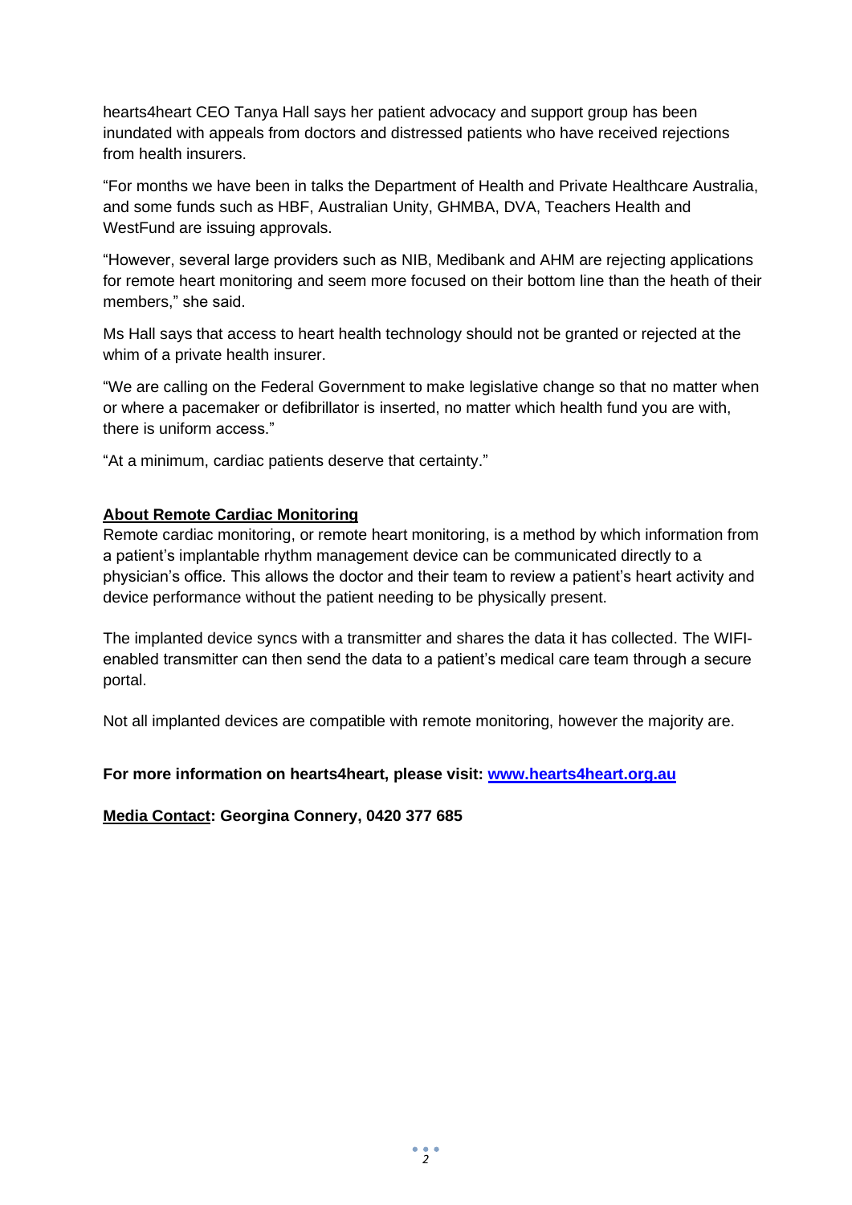hearts4heart CEO Tanya Hall says her patient advocacy and support group has been inundated with appeals from doctors and distressed patients who have received rejections from health insurers.

"For months we have been in talks the Department of Health and Private Healthcare Australia, and some funds such as HBF, Australian Unity, GHMBA, DVA, Teachers Health and WestFund are issuing approvals.

"However, several large providers such as NIB, Medibank and AHM are rejecting applications for remote heart monitoring and seem more focused on their bottom line than the heath of their members," she said.

Ms Hall says that access to heart health technology should not be granted or rejected at the whim of a private health insurer.

"We are calling on the Federal Government to make legislative change so that no matter when or where a pacemaker or defibrillator is inserted, no matter which health fund you are with, there is uniform access."

"At a minimum, cardiac patients deserve that certainty."

**About Remote Cardiac Monitoring**

Remote cardiac monitoring, or remote heart monitoring, is a method by which information from a patient's implantable rhythm management device can be communicated directly to a physician's office. This allows the doctor and their team to review a patient's heart activity and device performance without the patient needing to be physically present.

The implanted device syncs with a transmitter and shares the data it has collected. The WIFI-enabled transmitter can then send the data to a patient's medical care team through a secure portal.

Not all implanted devices are compatible with remote monitoring, however the majority are.

**For more information on hearts4heart, please visit: [www.hearts4heart.org.au](http://www.hearts4heart.org.au)**

**Media Contact: Georgina Connery, 0420 377 685**